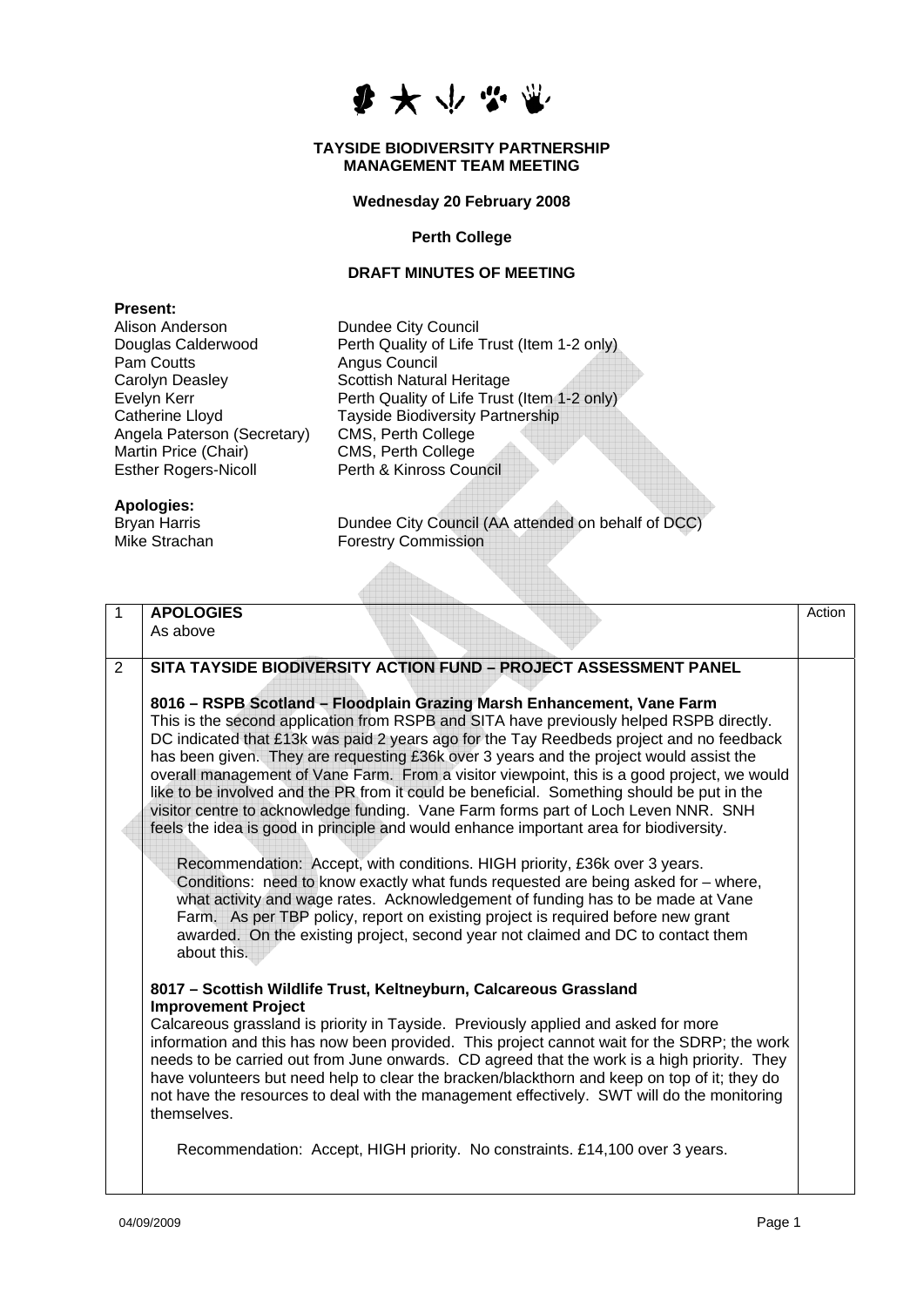**TAYSIDE BIODIVERSITY PARTNERSHIP**
**MANAGEMENT TEAM MEETING**

**Wednesday 20 February 2008**

**Perth College**

**DRAFT MINUTES OF MEETING**

**Present:**

| | |
|---|---|
| Alison Anderson | Dundee City Council |
| Douglas Calderwood | Perth Quality of Life Trust (Item 1-2 only) |
| Pam Coutts | Angus Council |
| Carolyn Deasley | Scottish Natural Heritage |
| Evelyn Kerr | Perth Quality of Life Trust (Item 1-2 only) |
| Catherine Lloyd | Tayside Biodiversity Partnership |
| Angela Paterson (Secretary) | CMS, Perth College |
| Martin Price (Chair) | CMS, Perth College |
| Esther Rogers-Nicoll | Perth & Kinross Council |

**Apologies:**

| | |
|---|---|
| Bryan Harris | Dundee City Council (AA attended on behalf of DCC) |
| Mike Strachan | Forestry Commission |

| | | Action |
|---|---|---|
| 1 | **APOLOGIES**<br>As above | |
| 2 | **SITA TAYSIDE BIODIVERSITY ACTION FUND – PROJECT ASSESSMENT PANEL**<br><br>**8016 – RSPB Scotland – Floodplain Grazing Marsh Enhancement, Vane Farm**<br>This is the second application from RSPB and SITA have previously helped RSPB directly. DC indicated that £13k was paid 2 years ago for the Tay Reedbeds project and no feedback has been given. They are requesting £36k over 3 years and the project would assist the overall management of Vane Farm. From a visitor viewpoint, this is a good project, we would like to be involved and the PR from it could be beneficial. Something should be put in the visitor centre to acknowledge funding. Vane Farm forms part of Loch Leven NNR. SNH feels the idea is good in principle and would enhance important area for biodiversity.<br><br>Recommendation: Accept, with conditions. HIGH priority, £36k over 3 years. Conditions: need to know exactly what funds requested are being asked for – where, what activity and wage rates. Acknowledgement of funding has to be made at Vane Farm. As per TBP policy, report on existing project is required before new grant awarded. On the existing project, second year not claimed and DC to contact them about this.<br><br>**8017 – Scottish Wildlife Trust, Keltneyburn, Calcareous Grassland Improvement Project**<br>Calcareous grassland is priority in Tayside. Previously applied and asked for more information and this has now been provided. This project cannot wait for the SDRP; the work needs to be carried out from June onwards. CD agreed that the work is a high priority. They have volunteers but need help to clear the bracken/blackthorn and keep on top of it; they do not have the resources to deal with the management effectively. SWT will do the monitoring themselves.<br><br>Recommendation: Accept, HIGH priority. No constraints. £14,100 over 3 years. | |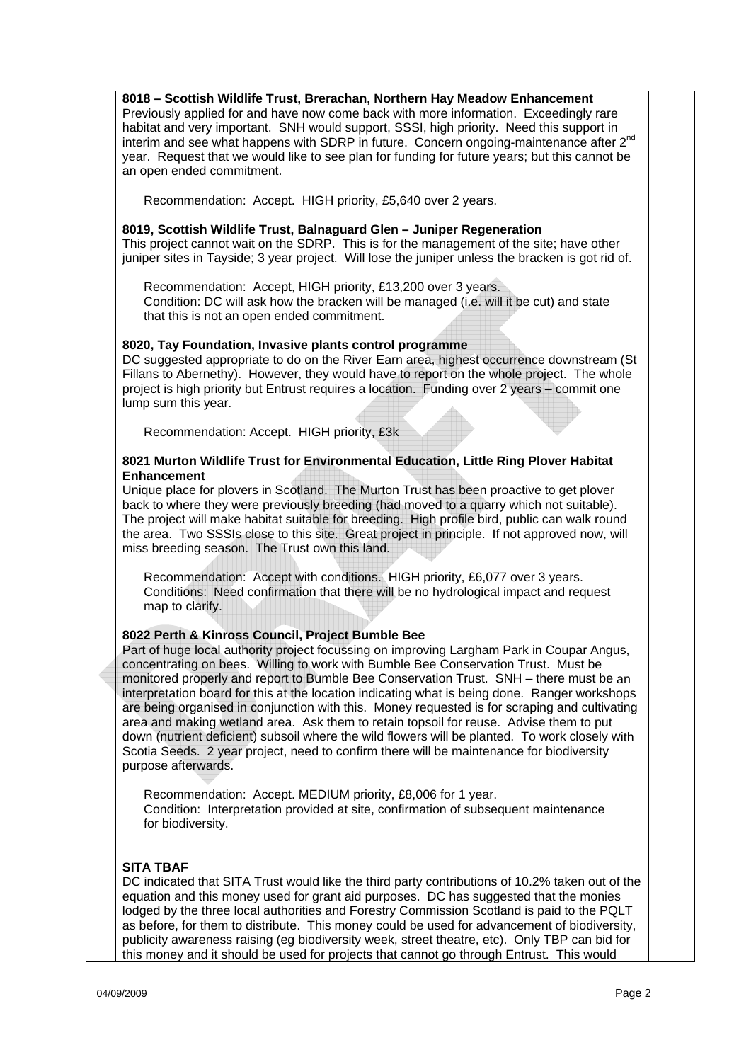**8018 – Scottish Wildlife Trust, Brerachan, Northern Hay Meadow Enhancement**
Previously applied for and have now come back with more information. Exceedingly rare habitat and very important. SNH would support, SSSI, high priority. Need this support in interim and see what happens with SDRP in future. Concern ongoing-maintenance after 2nd year. Request that we would like to see plan for funding for future years; but this cannot be an open ended commitment.

Recommendation: Accept. HIGH priority, £5,640 over 2 years.

**8019, Scottish Wildlife Trust, Balnaguard Glen – Juniper Regeneration**
This project cannot wait on the SDRP. This is for the management of the site; have other juniper sites in Tayside; 3 year project. Will lose the juniper unless the bracken is got rid of.

Recommendation: Accept, HIGH priority, £13,200 over 3 years.
Condition: DC will ask how the bracken will be managed (i.e. will it be cut) and state that this is not an open ended commitment.

**8020, Tay Foundation, Invasive plants control programme**
DC suggested appropriate to do on the River Earn area, highest occurrence downstream (St Fillans to Abernethy). However, they would have to report on the whole project. The whole project is high priority but Entrust requires a location. Funding over 2 years – commit one lump sum this year.

Recommendation: Accept. HIGH priority, £3k

**8021 Murton Wildlife Trust for Environmental Education, Little Ring Plover Habitat Enhancement**
Unique place for plovers in Scotland. The Murton Trust has been proactive to get plover back to where they were previously breeding (had moved to a quarry which not suitable). The project will make habitat suitable for breeding. High profile bird, public can walk round the area. Two SSSIs close to this site. Great project in principle. If not approved now, will miss breeding season. The Trust own this land.

Recommendation: Accept with conditions. HIGH priority, £6,077 over 3 years.
Conditions: Need confirmation that there will be no hydrological impact and request map to clarify.

**8022 Perth & Kinross Council, Project Bumble Bee**
Part of huge local authority project focussing on improving Largham Park in Coupar Angus, concentrating on bees. Willing to work with Bumble Bee Conservation Trust. Must be monitored properly and report to Bumble Bee Conservation Trust. SNH – there must be an interpretation board for this at the location indicating what is being done. Ranger workshops are being organised in conjunction with this. Money requested is for scraping and cultivating area and making wetland area. Ask them to retain topsoil for reuse. Advise them to put down (nutrient deficient) subsoil where the wild flowers will be planted. To work closely with Scotia Seeds. 2 year project, need to confirm there will be maintenance for biodiversity purpose afterwards.

Recommendation: Accept. MEDIUM priority, £8,006 for 1 year.
Condition: Interpretation provided at site, confirmation of subsequent maintenance for biodiversity.

**SITA TBAF**
DC indicated that SITA Trust would like the third party contributions of 10.2% taken out of the equation and this money used for grant aid purposes. DC has suggested that the monies lodged by the three local authorities and Forestry Commission Scotland is paid to the PQLT as before, for them to distribute. This money could be used for advancement of biodiversity, publicity awareness raising (eg biodiversity week, street theatre, etc). Only TBP can bid for this money and it should be used for projects that cannot go through Entrust. This would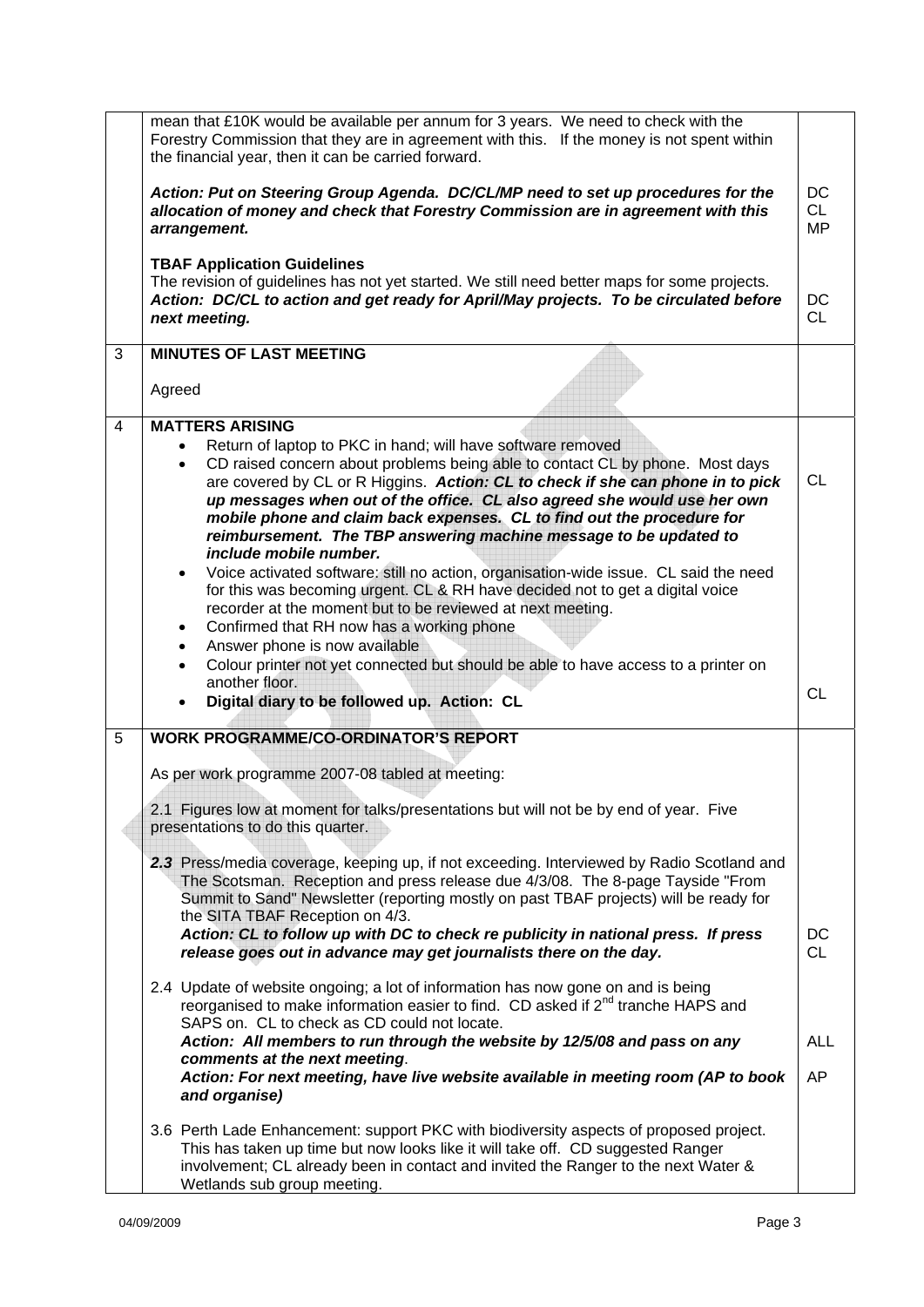| | | |
|---|---|---|
| | mean that £10K would be available per annum for 3 years. We need to check with the Forestry Commission that they are in agreement with this. If the money is not spent within the financial year, then it can be carried forward.<br><br>***Action: Put on Steering Group Agenda. DC/CL/MP need to set up procedures for the allocation of money and check that Forestry Commission are in agreement with this arrangement.***<br><br>**TBAF Application Guidelines**<br>The revision of guidelines has not yet started. We still need better maps for some projects.<br>***Action: DC/CL to action and get ready for April/May projects. To be circulated before next meeting.*** | DC<br>CL<br>MP<br><br>DC<br>CL |
| 3 | **MINUTES OF LAST MEETING**<br><br>Agreed | |
| 4 | **MATTERS ARISING**<br>• Return of laptop to PKC in hand; will have software removed<br>• CD raised concern about problems being able to contact CL by phone. Most days are covered by CL or R Higgins. ***Action: CL to check if she can phone in to pick up messages when out of the office. CL also agreed she would use her own mobile phone and claim back expenses. CL to find out the procedure for reimbursement. The TBP answering machine message to be updated to include mobile number.***<br>• Voice activated software: still no action, organisation-wide issue. CL said the need for this was becoming urgent. CL & RH have decided not to get a digital voice recorder at the moment but to be reviewed at next meeting.<br>• Confirmed that RH now has a working phone<br>• Answer phone is now available<br>• Colour printer not yet connected but should be able to have access to a printer on another floor.<br>• **Digital diary to be followed up. Action: CL** | CL<br><br><br><br>CL |
| 5 | **WORK PROGRAMME/CO-ORDINATOR'S REPORT**<br><br>As per work programme 2007-08 tabled at meeting:<br><br>2.1 Figures low at moment for talks/presentations but will not be by end of year. Five presentations to do this quarter.<br><br>***2.3*** Press/media coverage, keeping up, if not exceeding. Interviewed by Radio Scotland and The Scotsman. Reception and press release due 4/3/08. The 8-page Tayside "From Summit to Sand" Newsletter (reporting mostly on past TBAF projects) will be ready for the SITA TBAF Reception on 4/3.<br>***Action: CL to follow up with DC to check re publicity in national press. If press release goes out in advance may get journalists there on the day.***<br><br>2.4 Update of website ongoing; a lot of information has now gone on and is being reorganised to make information easier to find. CD asked if 2nd tranche HAPS and SAPS on. CL to check as CD could not locate.<br>***Action: All members to run through the website by 12/5/08 and pass on any comments at the next meeting.***<br>***Action: For next meeting, have live website available in meeting room (AP to book and organise)***<br><br>3.6 Perth Lade Enhancement: support PKC with biodiversity aspects of proposed project. This has taken up time but now looks like it will take off. CD suggested Ranger involvement; CL already been in contact and invited the Ranger to the next Water & Wetlands sub group meeting. | DC<br>CL<br><br>ALL<br><br>AP |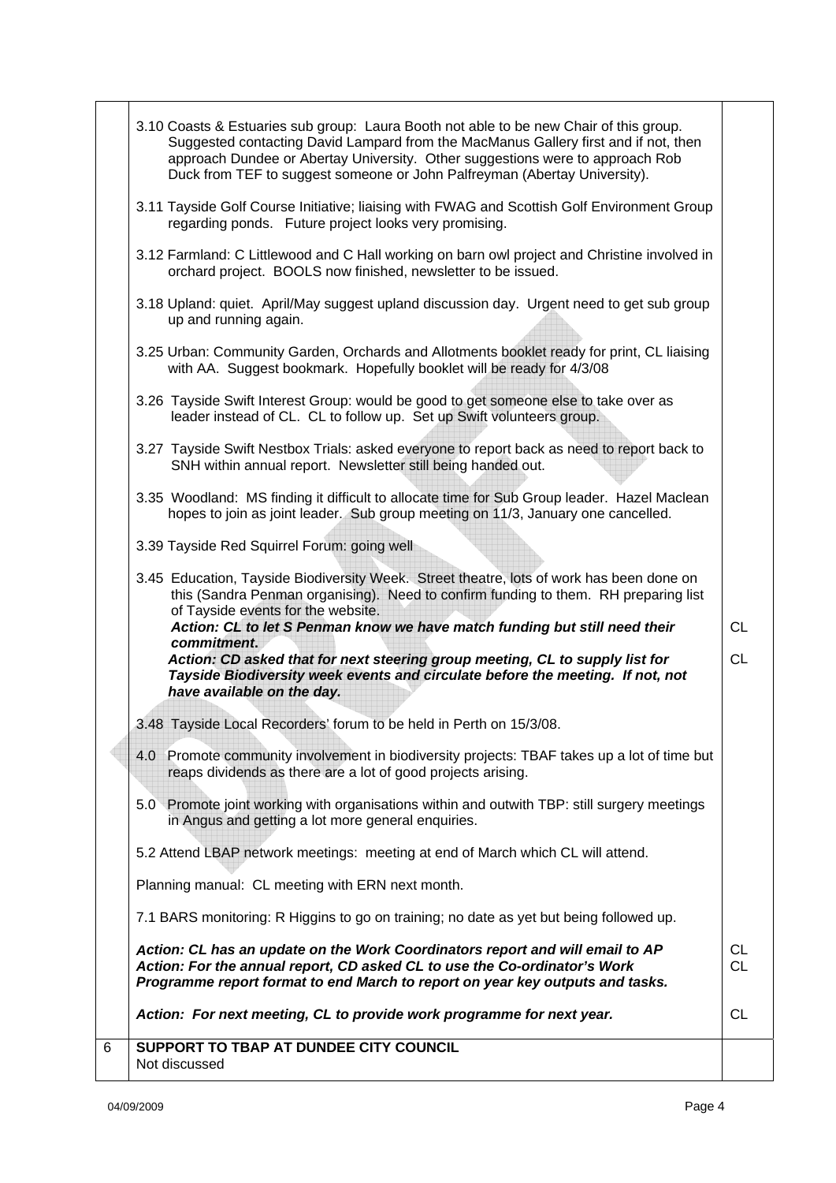| | | |
|---|---|---|
| | 3.10 Coasts & Estuaries sub group: Laura Booth not able to be new Chair of this group. Suggested contacting David Lampard from the MacManus Gallery first and if not, then approach Dundee or Abertay University. Other suggestions were to approach Rob Duck from TEF to suggest someone or John Palfreyman (Abertay University).<br><br>3.11 Tayside Golf Course Initiative; liaising with FWAG and Scottish Golf Environment Group regarding ponds. Future project looks very promising.<br><br>3.12 Farmland: C Littlewood and C Hall working on barn owl project and Christine involved in orchard project. BOOLS now finished, newsletter to be issued.<br><br>3.18 Upland: quiet. April/May suggest upland discussion day. Urgent need to get sub group up and running again.<br><br>3.25 Urban: Community Garden, Orchards and Allotments booklet ready for print, CL liaising with AA. Suggest bookmark. Hopefully booklet will be ready for 4/3/08<br><br>3.26 Tayside Swift Interest Group: would be good to get someone else to take over as leader instead of CL. CL to follow up. Set up Swift volunteers group.<br><br>3.27 Tayside Swift Nestbox Trials: asked everyone to report back as need to report back to SNH within annual report. Newsletter still being handed out.<br><br>3.35 Woodland: MS finding it difficult to allocate time for Sub Group leader. Hazel Maclean hopes to join as joint leader. Sub group meeting on 11/3, January one cancelled.<br><br>3.39 Tayside Red Squirrel Forum: going well<br><br>3.45 Education, Tayside Biodiversity Week. Street theatre, lots of work has been done on this (Sandra Penman organising). Need to confirm funding to them. RH preparing list of Tayside events for the website.<br>***Action: CL to let S Penman know we have match funding but still need their commitment.***<br>***Action: CD asked that for next steering group meeting, CL to supply list for Tayside Biodiversity week events and circulate before the meeting. If not, not have available on the day.*** | <br><br><br><br><br><br><br><br><br><br><br><br><br><br><br><br><br><br>CL<br><br>CL |
| | 3.48 Tayside Local Recorders' forum to be held in Perth on 15/3/08.<br><br>4.0 Promote community involvement in biodiversity projects: TBAF takes up a lot of time but reaps dividends as there are a lot of good projects arising.<br><br>5.0 Promote joint working with organisations within and outwith TBP: still surgery meetings in Angus and getting a lot more general enquiries.<br><br>5.2 Attend LBAP network meetings: meeting at end of March which CL will attend.<br><br>Planning manual: CL meeting with ERN next month.<br><br>7.1 BARS monitoring: R Higgins to go on training; no date as yet but being followed up.<br><br>***Action: CL has an update on the Work Coordinators report and will email to AP***<br>***Action: For the annual report, CD asked CL to use the Co-ordinator's Work Programme report format to end March to report on year key outputs and tasks.***<br><br>***Action: For next meeting, CL to provide work programme for next year.*** | <br><br><br><br><br><br><br><br><br><br><br><br><br>CL<br>CL<br><br><br>CL |
| 6 | **SUPPORT TO TBAP AT DUNDEE CITY COUNCIL**<br>Not discussed | |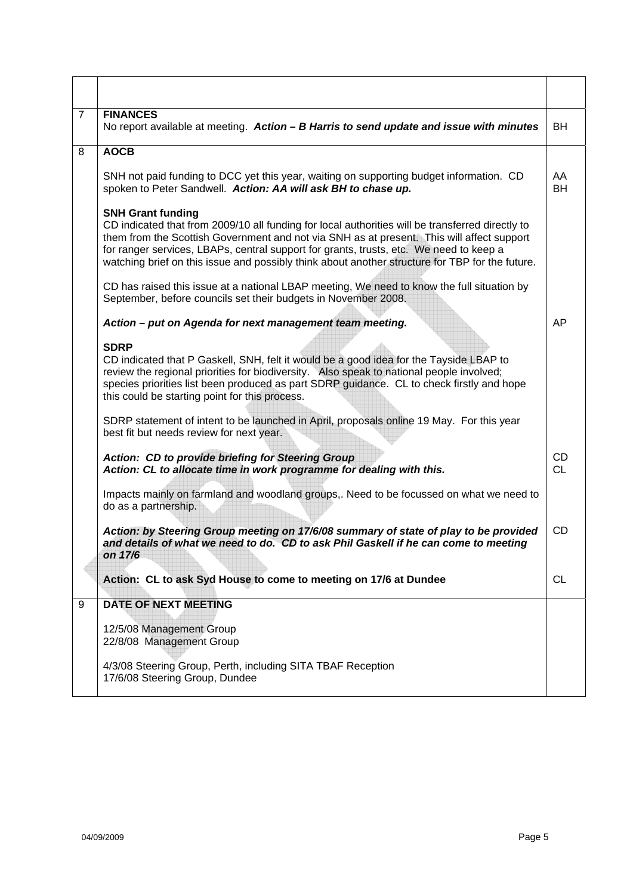| | | |
|---|---|---|
| | | |
| 7 | **FINANCES**<br>No report available at meeting. ***Action – B Harris to send update and issue with minutes*** | BH |
| 8 | **AOCB**<br><br>SNH not paid funding to DCC yet this year, waiting on supporting budget information. CD spoken to Peter Sandwell. ***Action: AA will ask BH to chase up.***<br><br>**SNH Grant funding**<br>CD indicated that from 2009/10 all funding for local authorities will be transferred directly to them from the Scottish Government and not via SNH as at present. This will affect support for ranger services, LBAPs, central support for grants, trusts, etc. We need to keep a watching brief on this issue and possibly think about another structure for TBP for the future.<br><br>CD has raised this issue at a national LBAP meeting, We need to know the full situation by September, before councils set their budgets in November 2008.<br><br>***Action – put on Agenda for next management team meeting.***<br><br>**SDRP**<br>CD indicated that P Gaskell, SNH, felt it would be a good idea for the Tayside LBAP to review the regional priorities for biodiversity. Also speak to national people involved; species priorities list been produced as part SDRP guidance. CL to check firstly and hope this could be starting point for this process.<br><br>SDRP statement of intent to be launched in April, proposals online 19 May. For this year best fit but needs review for next year.<br><br>***Action: CD to provide briefing for Steering Group***<br>***Action: CL to allocate time in work programme for dealing with this.***<br><br>Impacts mainly on farmland and woodland groups,. Need to be focussed on what we need to do as a partnership.<br><br>***Action: by Steering Group meeting on 17/6/08 summary of state of play to be provided and details of what we need to do. CD to ask Phil Gaskell if he can come to meeting on 17/6***<br><br>**Action: CL to ask Syd House to come to meeting on 17/6 at Dundee** | AA<br>BH<br><br><br><br><br><br><br><br>AP<br><br><br><br><br><br>CD<br>CL<br><br><br>CD<br><br><br>CL |
| 9 | **DATE OF NEXT MEETING**<br><br>12/5/08 Management Group<br>22/8/08 Management Group<br><br>4/3/08 Steering Group, Perth, including SITA TBAF Reception<br>17/6/08 Steering Group, Dundee | |